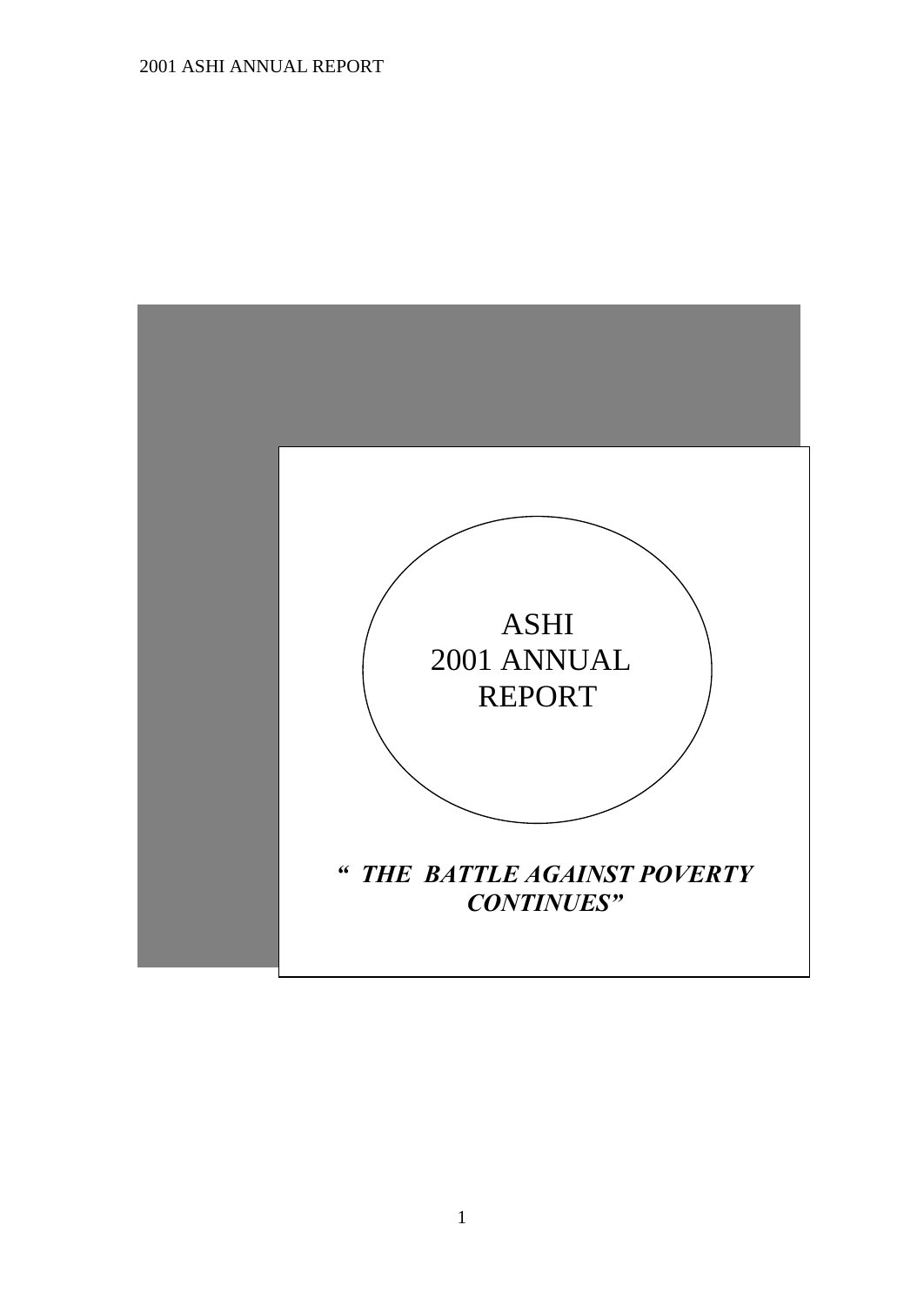# ASHI 2001 ANNUAL REPORT

***" THE BATTLE AGAINST POVERTY CONTINUES"***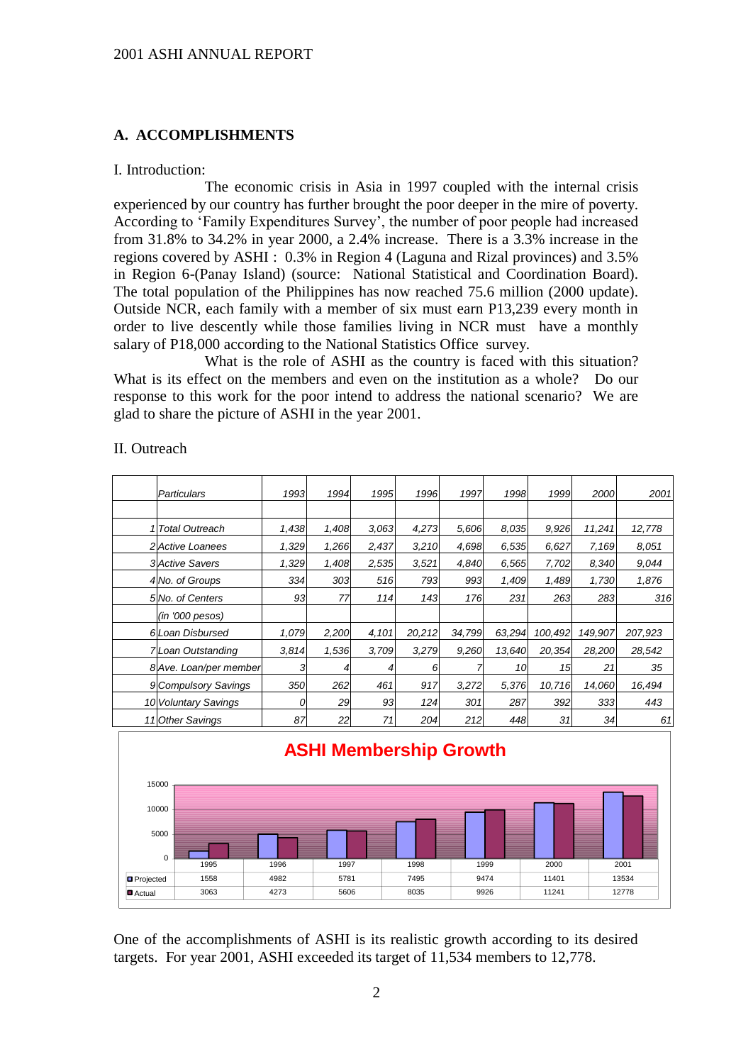## A. ACCOMPLISHMENTS

I. Introduction:

The economic crisis in Asia in 1997 coupled with the internal crisis experienced by our country has further brought the poor deeper in the mire of poverty. According to 'Family Expenditures Survey', the number of poor people had increased from 31.8% to 34.2% in year 2000, a 2.4% increase. There is a 3.3% increase in the regions covered by ASHI : 0.3% in Region 4 (Laguna and Rizal provinces) and 3.5% in Region 6-(Panay Island) (source: National Statistical and Coordination Board). The total population of the Philippines has now reached 75.6 million (2000 update). Outside NCR, each family with a member of six must earn P13,239 every month in order to live descently while those families living in NCR must have a monthly salary of P18,000 according to the National Statistics Office survey.

What is the role of ASHI as the country is faced with this situation? What is its effect on the members and even on the institution as a whole? Do our response to this work for the poor intend to address the national scenario? We are glad to share the picture of ASHI in the year 2001.

II. Outreach

| | Particulars | 1993 | 1994 | 1995 | 1996 | 1997 | 1998 | 1999 | 2000 | 2001 |
|---|---|---|---|---|---|---|---|---|---|---|
| | | | | | | | | | | |
| 1 | Total Outreach | 1,438 | 1,408 | 3,063 | 4,273 | 5,606 | 8,035 | 9,926 | 11,241 | 12,778 |
| 2 | Active Loanees | 1,329 | 1,266 | 2,437 | 3,210 | 4,698 | 6,535 | 6,627 | 7,169 | 8,051 |
| 3 | Active Savers | 1,329 | 1,408 | 2,535 | 3,521 | 4,840 | 6,565 | 7,702 | 8,340 | 9,044 |
| 4 | No. of Groups | 334 | 303 | 516 | 793 | 993 | 1,409 | 1,489 | 1,730 | 1,876 |
| 5 | No. of Centers | 93 | 77 | 114 | 143 | 176 | 231 | 263 | 283 | 316 |
| | (in '000 pesos) | | | | | | | | | |
| 6 | Loan Disbursed | 1,079 | 2,200 | 4,101 | 20,212 | 34,799 | 63,294 | 100,492 | 149,907 | 207,923 |
| 7 | Loan Outstanding | 3,814 | 1,536 | 3,709 | 3,279 | 9,260 | 13,640 | 20,354 | 28,200 | 28,542 |
| 8 | Ave. Loan/per member | 3 | 4 | 4 | 6 | 7 | 10 | 15 | 21 | 35 |
| 9 | Compulsory Savings | 350 | 262 | 461 | 917 | 3,272 | 5,376 | 10,716 | 14,060 | 16,494 |
| 10 | Voluntary Savings | 0 | 29 | 93 | 124 | 301 | 287 | 392 | 333 | 443 |
| 11 | Other Savings | 87 | 22 | 71 | 204 | 212 | 448 | 31 | 34 | 61 |

**ASHI Membership Growth**

| | 1995 | 1996 | 1997 | 1998 | 1999 | 2000 | 2001 |
|---|---|---|---|---|---|---|---|
| Projected | 1558 | 4982 | 5781 | 7495 | 9474 | 11401 | 13534 |
| Actual | 3063 | 4273 | 5606 | 8035 | 9926 | 11241 | 12778 |

One of the accomplishments of ASHI is its realistic growth according to its desired targets. For year 2001, ASHI exceeded its target of 11,534 members to 12,778.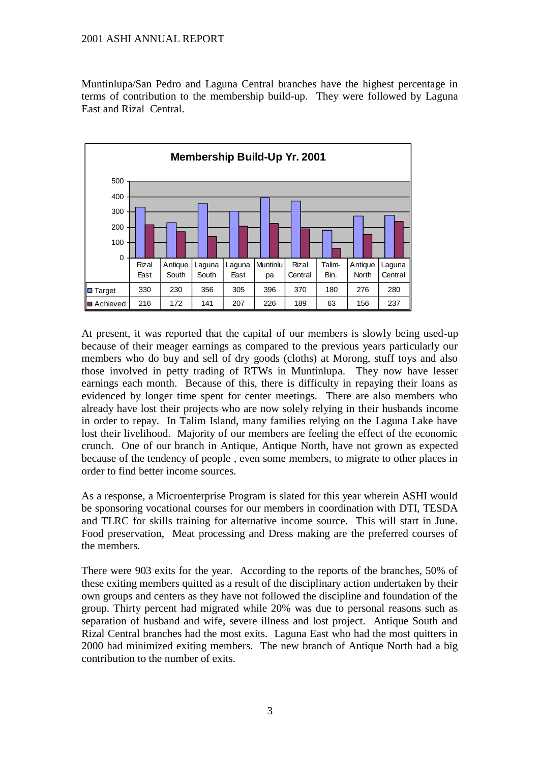Muntinlupa/San Pedro and Laguna Central branches have the highest percentage in terms of contribution to the membership build-up. They were followed by Laguna East and Rizal Central.

**Membership Build-Up Yr. 2001**

| | Rizal East | Antique South | Laguna South | Laguna East | Muntinlupa | Rizal Central | Talim-Bin. | Antique North | Laguna Central |
|---|---|---|---|---|---|---|---|---|---|
| Target | 330 | 230 | 356 | 305 | 396 | 370 | 180 | 276 | 280 |
| Achieved | 216 | 172 | 141 | 207 | 226 | 189 | 63 | 156 | 237 |

At present, it was reported that the capital of our members is slowly being used-up because of their meager earnings as compared to the previous years particularly our members who do buy and sell of dry goods (cloths) at Morong, stuff toys and also those involved in petty trading of RTWs in Muntinlupa. They now have lesser earnings each month. Because of this, there is difficulty in repaying their loans as evidenced by longer time spent for center meetings. There are also members who already have lost their projects who are now solely relying in their husbands income in order to repay. In Talim Island, many families relying on the Laguna Lake have lost their livelihood. Majority of our members are feeling the effect of the economic crunch. One of our branch in Antique, Antique North, have not grown as expected because of the tendency of people , even some members, to migrate to other places in order to find better income sources.

As a response, a Microenterprise Program is slated for this year wherein ASHI would be sponsoring vocational courses for our members in coordination with DTI, TESDA and TLRC for skills training for alternative income source. This will start in June. Food preservation, Meat processing and Dress making are the preferred courses of the members.

There were 903 exits for the year. According to the reports of the branches, 50% of these exiting members quitted as a result of the disciplinary action undertaken by their own groups and centers as they have not followed the discipline and foundation of the group. Thirty percent had migrated while 20% was due to personal reasons such as separation of husband and wife, severe illness and lost project. Antique South and Rizal Central branches had the most exits. Laguna East who had the most quitters in 2000 had minimized exiting members. The new branch of Antique North had a big contribution to the number of exits.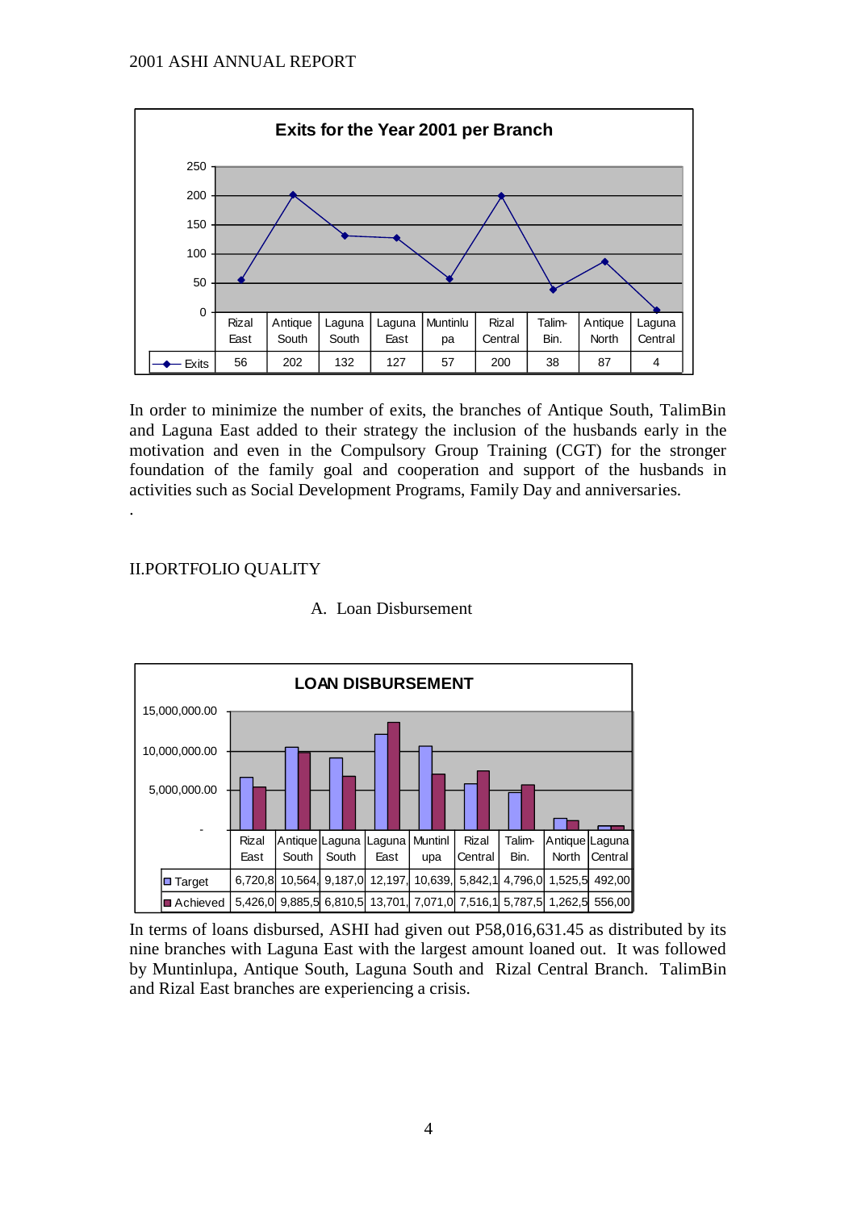**Exits for the Year 2001 per Branch**

| | Rizal East | Antique South | Laguna South | Laguna East | Muntinlupa | Rizal Central | Talim-Bin. | Antique North | Laguna Central |
|---|---|---|---|---|---|---|---|---|---|
| Exits | 56 | 202 | 132 | 127 | 57 | 200 | 38 | 87 | 4 |

In order to minimize the number of exits, the branches of Antique South, TalimBin and Laguna East added to their strategy the inclusion of the husbands early in the motivation and even in the Compulsory Group Training (CGT) for the stronger foundation of the family goal and cooperation and support of the husbands in activities such as Social Development Programs, Family Day and anniversaries.

.

## II.PORTFOLIO QUALITY

### A. Loan Disbursement

**LOAN DISBURSEMENT**

| | Rizal East | Antique South | Laguna South | Laguna East | Muntinlupa | Rizal Central | Talim-Bin. | Antique North | Laguna Central |
|---|---|---|---|---|---|---|---|---|---|
| Target | 6,720,8 | 10,564, | 9,187,0 | 12,197, | 10,639, | 5,842,1 | 4,796,0 | 1,525,5 | 492,00 |
| Achieved | 5,426,0 | 9,885,5 | 6,810,5 | 13,701, | 7,071,0 | 7,516,1 | 5,787,5 | 1,262,5 | 556,00 |

In terms of loans disbursed, ASHI had given out P58,016,631.45 as distributed by its nine branches with Laguna East with the largest amount loaned out. It was followed by Muntinlupa, Antique South, Laguna South and Rizal Central Branch. TalimBin and Rizal East branches are experiencing a crisis.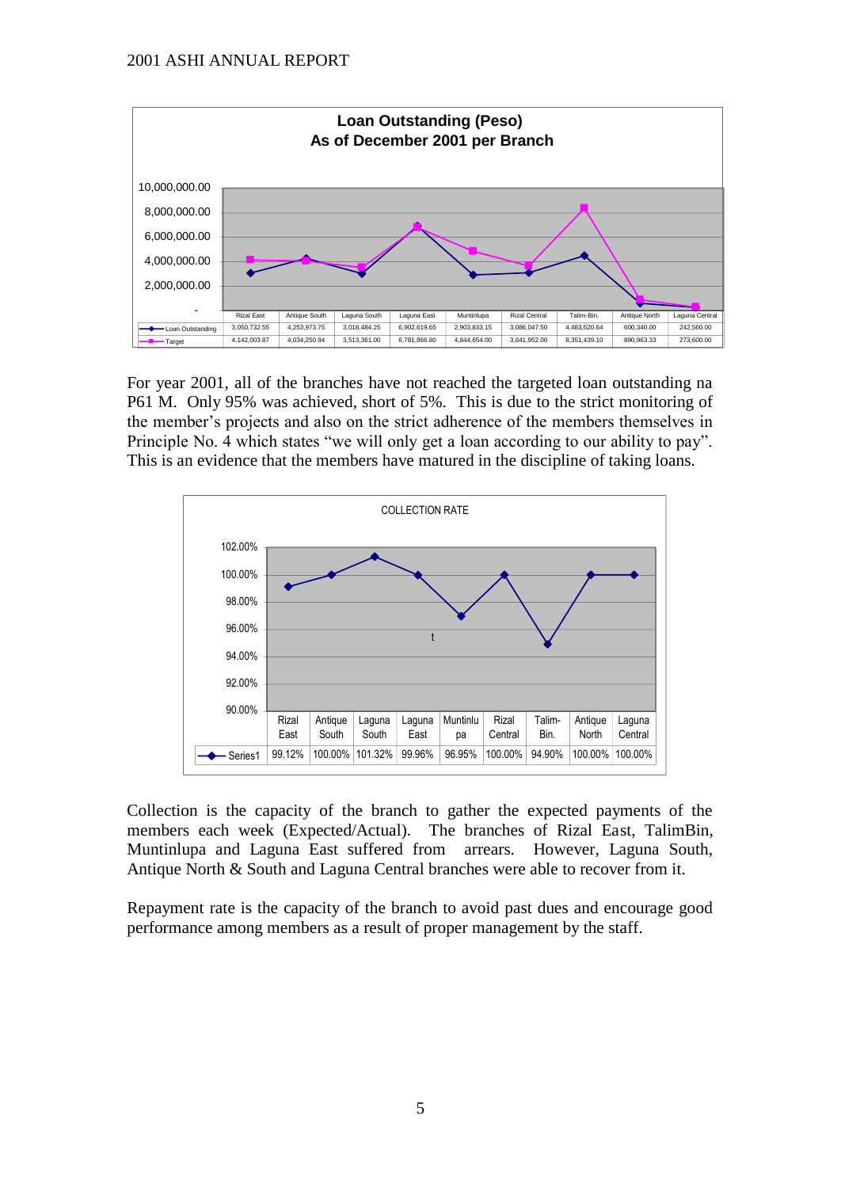**Loan Outstanding (Peso)**
**As of December 2001 per Branch**

| | Rizal East | Antique South | Laguna South | Laguna East | Muntinlupa | Rizal Central | Talim-Bin. | Antique North | Laguna Central |
|---|---|---|---|---|---|---|---|---|---|
| Loan Outstanding | 3,050,732.55 | 4,253,973.75 | 3,018,484.25 | 6,902,619.65 | 2,903,833.15 | 3,086,047.50 | 4,483,520.64 | 600,340.00 | 242,560.00 |
| Target | 4,142,003.87 | 4,034,250.94 | 3,513,361.00 | 6,781,866.80 | 4,844,654.00 | 3,641,952.00 | 8,351,439.10 | 890,963.33 | 273,600.00 |

For year 2001, all of the branches have not reached the targeted loan outstanding na P61 M. Only 95% was achieved, short of 5%. This is due to the strict monitoring of the member's projects and also on the strict adherence of the members themselves in Principle No. 4 which states "we will only get a loan according to our ability to pay". This is an evidence that the members have matured in the discipline of taking loans.

COLLECTION RATE

| | Rizal East | Antique South | Laguna South | Laguna East | Muntinlupa | Rizal Central | Talim-Bin. | Antique North | Laguna Central |
|---|---|---|---|---|---|---|---|---|---|
| Series1 | 99.12% | 100.00% | 101.32% | 99.96% | 96.95% | 100.00% | 94.90% | 100.00% | 100.00% |

Collection is the capacity of the branch to gather the expected payments of the members each week (Expected/Actual). The branches of Rizal East, TalimBin, Muntinlupa and Laguna East suffered from arrears. However, Laguna South, Antique North & South and Laguna Central branches were able to recover from it.

Repayment rate is the capacity of the branch to avoid past dues and encourage good performance among members as a result of proper management by the staff.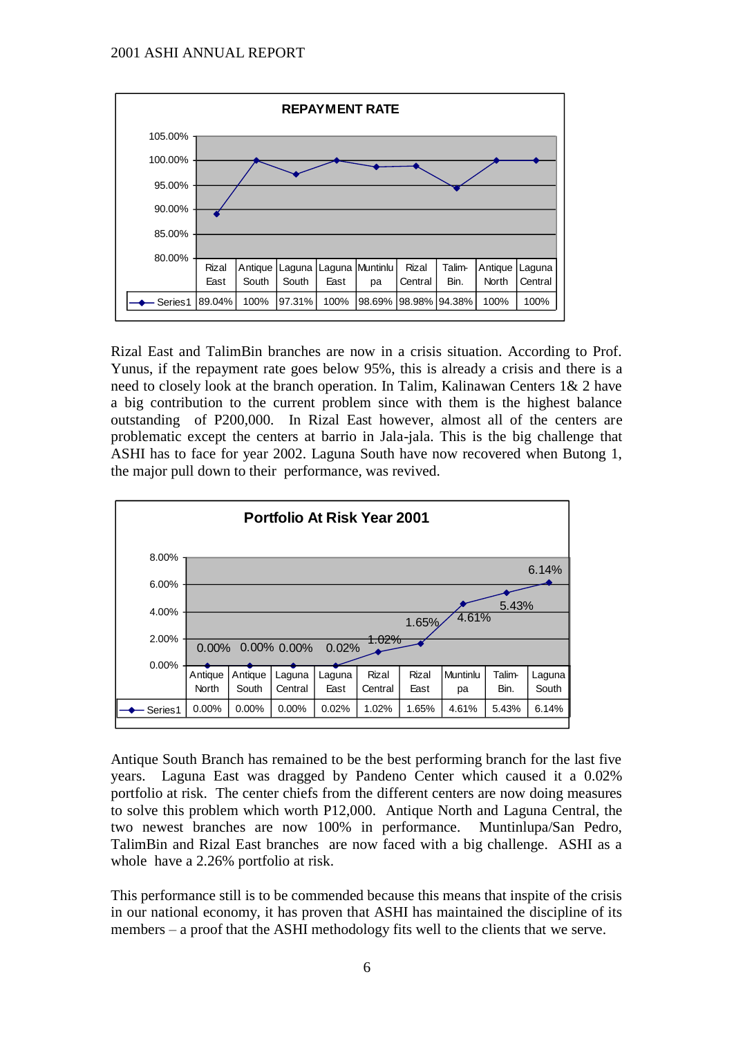**REPAYMENT RATE**

| | Rizal East | Antique South | Laguna South | Laguna East | Muntinlupa | Rizal Central | Talim-Bin. | Antique North | Laguna Central |
|---|---|---|---|---|---|---|---|---|---|
| Series1 | 89.04% | 100% | 97.31% | 100% | 98.69% | 98.98% | 94.38% | 100% | 100% |

Rizal East and TalimBin branches are now in a crisis situation. According to Prof. Yunus, if the repayment rate goes below 95%, this is already a crisis and there is a need to closely look at the branch operation. In Talim, Kalinawan Centers 1& 2 have a big contribution to the current problem since with them is the highest balance outstanding of P200,000. In Rizal East however, almost all of the centers are problematic except the centers at barrio in Jala-jala. This is the big challenge that ASHI has to face for year 2002. Laguna South have now recovered when Butong 1, the major pull down to their performance, was revived.

**Portfolio At Risk Year 2001**

| | Antique North | Antique South | Laguna Central | Laguna East | Rizal Central | Rizal East | Muntinlupa | Talim-Bin. | Laguna South |
|---|---|---|---|---|---|---|---|---|---|
| Series1 | 0.00% | 0.00% | 0.00% | 0.02% | 1.02% | 1.65% | 4.61% | 5.43% | 6.14% |

Antique South Branch has remained to be the best performing branch for the last five years. Laguna East was dragged by Pandeno Center which caused it a 0.02% portfolio at risk. The center chiefs from the different centers are now doing measures to solve this problem which worth P12,000. Antique North and Laguna Central, the two newest branches are now 100% in performance. Muntinlupa/San Pedro, TalimBin and Rizal East branches are now faced with a big challenge. ASHI as a whole have a 2.26% portfolio at risk.

This performance still is to be commended because this means that inspite of the crisis in our national economy, it has proven that ASHI has maintained the discipline of its members – a proof that the ASHI methodology fits well to the clients that we serve.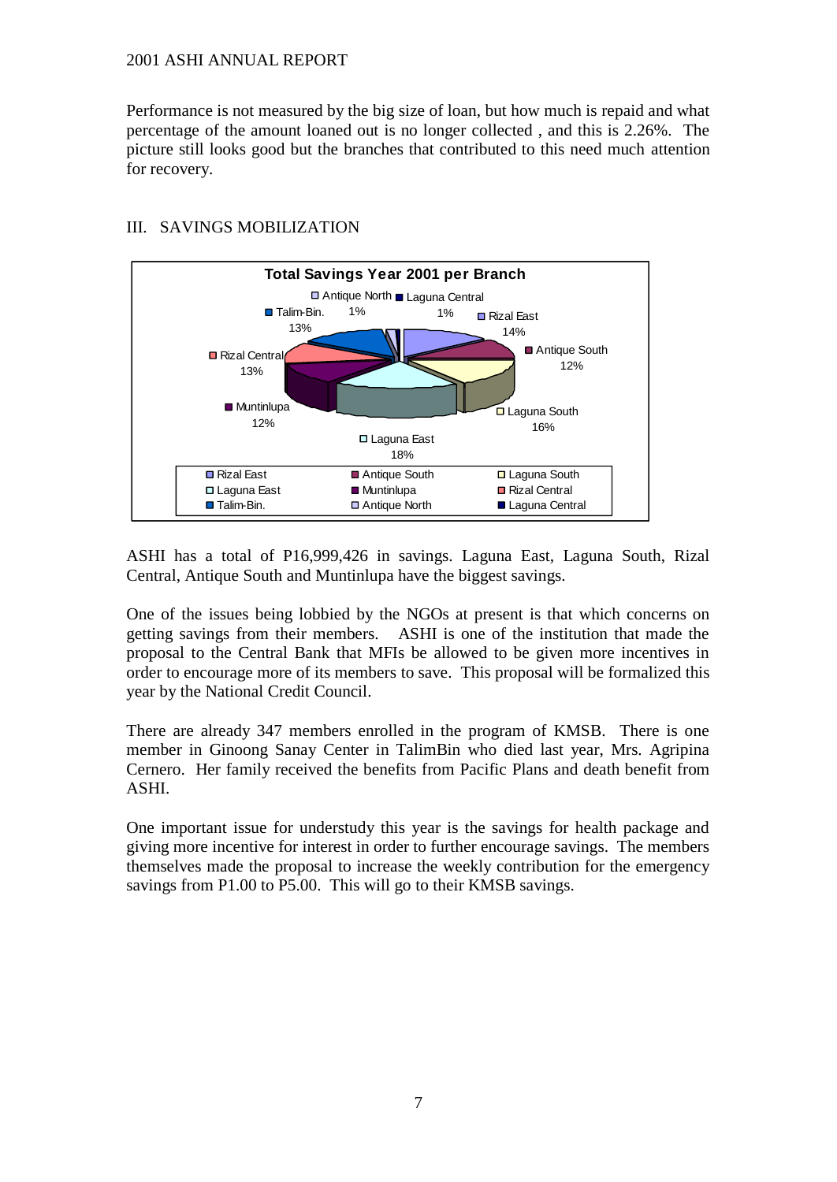Performance is not measured by the big size of loan, but how much is repaid and what percentage of the amount loaned out is no longer collected , and this is 2.26%. The picture still looks good but the branches that contributed to this need much attention for recovery.

## III. SAVINGS MOBILIZATION

**Total Savings Year 2001 per Branch**

| Branch | Share |
|---|---|
| Rizal East | 14% |
| Antique South | 12% |
| Laguna South | 16% |
| Laguna East | 18% |
| Muntinlupa | 12% |
| Rizal Central | 13% |
| Talim-Bin. | 13% |
| Antique North | 1% |
| Laguna Central | 1% |

ASHI has a total of P16,999,426 in savings. Laguna East, Laguna South, Rizal Central, Antique South and Muntinlupa have the biggest savings.

One of the issues being lobbied by the NGOs at present is that which concerns on getting savings from their members. ASHI is one of the institution that made the proposal to the Central Bank that MFIs be allowed to be given more incentives in order to encourage more of its members to save. This proposal will be formalized this year by the National Credit Council.

There are already 347 members enrolled in the program of KMSB. There is one member in Ginoong Sanay Center in TalimBin who died last year, Mrs. Agripina Cernero. Her family received the benefits from Pacific Plans and death benefit from ASHI.

One important issue for understudy this year is the savings for health package and giving more incentive for interest in order to further encourage savings. The members themselves made the proposal to increase the weekly contribution for the emergency savings from P1.00 to P5.00. This will go to their KMSB savings.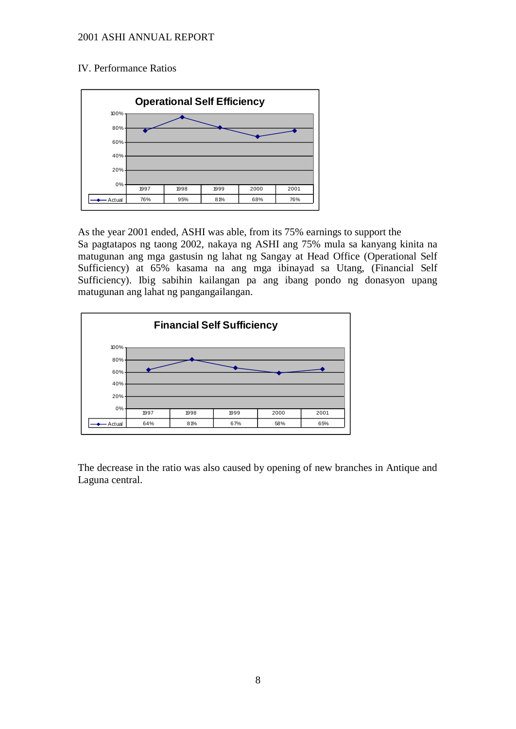## IV. Performance Ratios

**Operational Self Efficiency**

| | 1997 | 1998 | 1999 | 2000 | 2001 |
|---|---|---|---|---|---|
| Actual | 76% | 95% | 81% | 68% | 76% |

As the year 2001 ended, ASHI was able, from its 75% earnings to support the
Sa pagtatapos ng taong 2002, nakaya ng ASHI ang 75% mula sa kanyang kinita na matugunan ang mga gastusin ng lahat ng Sangay at Head Office (Operational Self Sufficiency) at 65% kasama na ang mga ibinayad sa Utang, (Financial Self Sufficiency). Ibig sabihin kailangan pa ang ibang pondo ng donasyon upang matugunan ang lahat ng pangangailangan.

**Financial Self Sufficiency**

| | 1997 | 1998 | 1999 | 2000 | 2001 |
|---|---|---|---|---|---|
| Actual | 64% | 81% | 67% | 58% | 65% |

The decrease in the ratio was also caused by opening of new branches in Antique and Laguna central.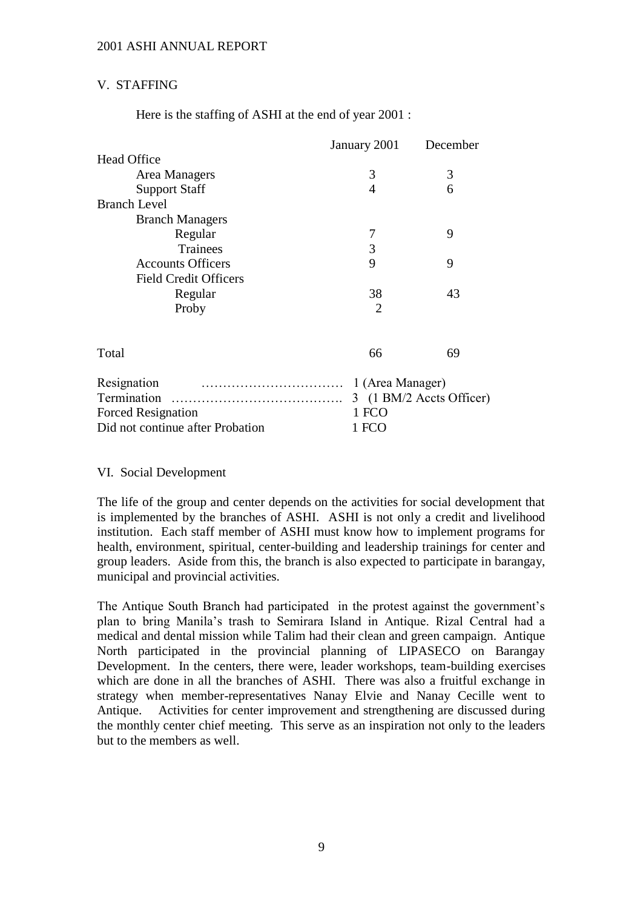## V. STAFFING

Here is the staffing of ASHI at the end of year 2001 :

| | January 2001 | December |
|---|---|---|
| Head Office | | |
| Area Managers | 3 | 3 |
| Support Staff | 4 | 6 |
| Branch Level | | |
| Branch Managers | | |
| Regular | 7 | 9 |
| Trainees | 3 | |
| Accounts Officers | 9 | 9 |
| Field Credit Officers | | |
| Regular | 38 | 43 |
| Proby | 2 | |
| Total | 66 | 69 |

Resignation ………………………… 1 (Area Manager)
Termination ………………………………. 3 (1 BM/2 Accts Officer)
Forced Resignation 1 FCO
Did not continue after Probation 1 FCO

## VI. Social Development

The life of the group and center depends on the activities for social development that is implemented by the branches of ASHI. ASHI is not only a credit and livelihood institution. Each staff member of ASHI must know how to implement programs for health, environment, spiritual, center-building and leadership trainings for center and group leaders. Aside from this, the branch is also expected to participate in barangay, municipal and provincial activities.

The Antique South Branch had participated in the protest against the government's plan to bring Manila's trash to Semirara Island in Antique. Rizal Central had a medical and dental mission while Talim had their clean and green campaign. Antique North participated in the provincial planning of LIPASECO on Barangay Development. In the centers, there were, leader workshops, team-building exercises which are done in all the branches of ASHI. There was also a fruitful exchange in strategy when member-representatives Nanay Elvie and Nanay Cecille went to Antique. Activities for center improvement and strengthening are discussed during the monthly center chief meeting. This serve as an inspiration not only to the leaders but to the members as well.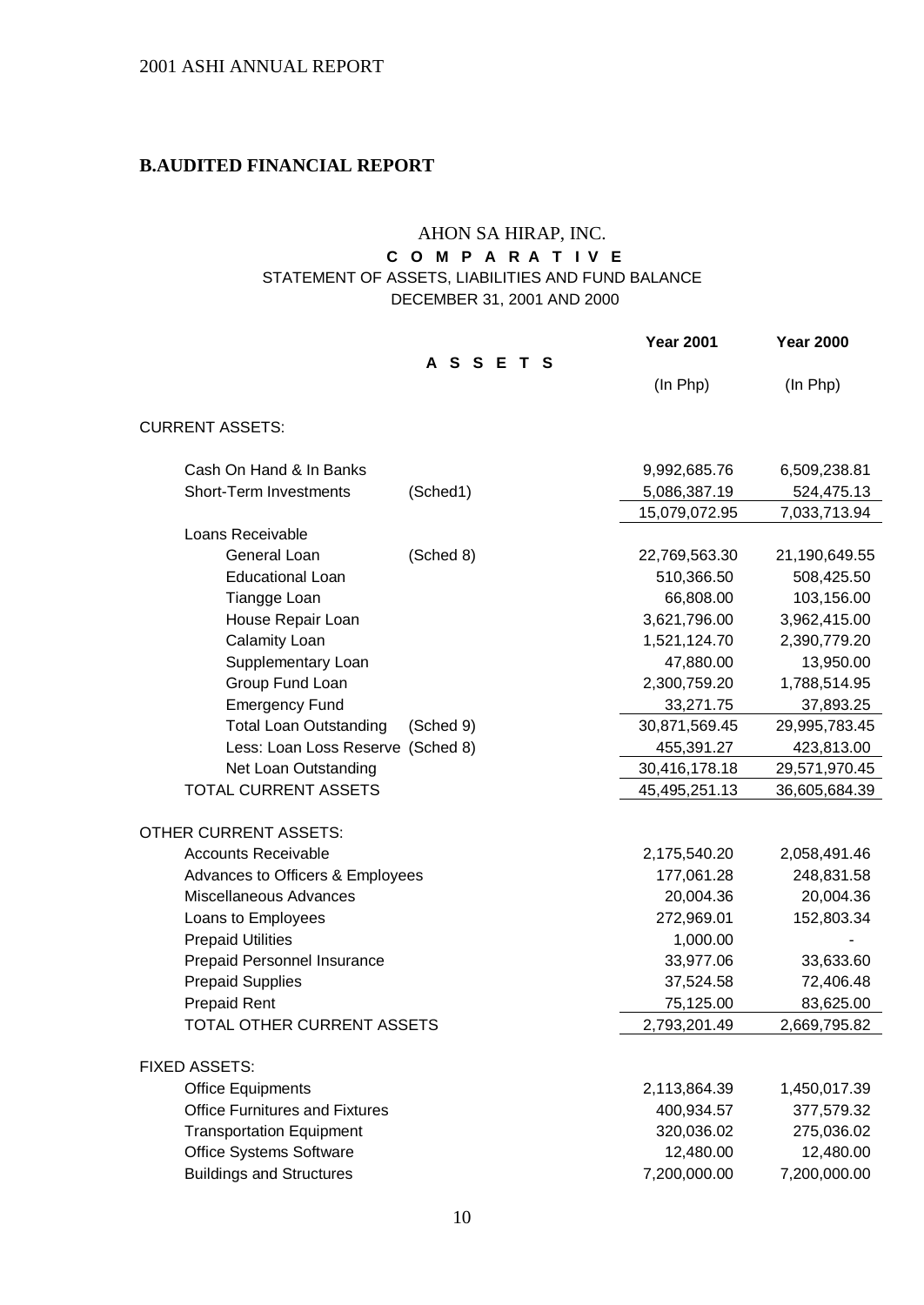## B.AUDITED FINANCIAL REPORT

AHON SA HIRAP, INC.

**C O M P A R A T I V E**

STATEMENT OF ASSETS, LIABILITIES AND FUND BALANCE

DECEMBER 31, 2001 AND 2000

| **A S S E T S** | | **Year 2001** (In Php) | **Year 2000** (In Php) |
|---|---|---|---|
| CURRENT ASSETS: | | | |
| Cash On Hand & In Banks | | 9,992,685.76 | 6,509,238.81 |
| Short-Term Investments | (Sched1) | 5,086,387.19 | 524,475.13 |
| | | 15,079,072.95 | 7,033,713.94 |
| Loans Receivable | | | |
| General Loan | (Sched 8) | 22,769,563.30 | 21,190,649.55 |
| Educational Loan | | 510,366.50 | 508,425.50 |
| Tiangge Loan | | 66,808.00 | 103,156.00 |
| House Repair Loan | | 3,621,796.00 | 3,962,415.00 |
| Calamity Loan | | 1,521,124.70 | 2,390,779.20 |
| Supplementary Loan | | 47,880.00 | 13,950.00 |
| Group Fund Loan | | 2,300,759.20 | 1,788,514.95 |
| Emergency Fund | | 33,271.75 | 37,893.25 |
| Total Loan Outstanding | (Sched 9) | 30,871,569.45 | 29,995,783.45 |
| Less: Loan Loss Reserve | (Sched 8) | 455,391.27 | 423,813.00 |
| Net Loan Outstanding | | 30,416,178.18 | 29,571,970.45 |
| TOTAL CURRENT ASSETS | | 45,495,251.13 | 36,605,684.39 |
| OTHER CURRENT ASSETS: | | | |
| Accounts Receivable | | 2,175,540.20 | 2,058,491.46 |
| Advances to Officers & Employees | | 177,061.28 | 248,831.58 |
| Miscellaneous Advances | | 20,004.36 | 20,004.36 |
| Loans to Employees | | 272,969.01 | 152,803.34 |
| Prepaid Utilities | | 1,000.00 | - |
| Prepaid Personnel Insurance | | 33,977.06 | 33,633.60 |
| Prepaid Supplies | | 37,524.58 | 72,406.48 |
| Prepaid Rent | | 75,125.00 | 83,625.00 |
| TOTAL OTHER CURRENT ASSETS | | 2,793,201.49 | 2,669,795.82 |
| FIXED ASSETS: | | | |
| Office Equipments | | 2,113,864.39 | 1,450,017.39 |
| Office Furnitures and Fixtures | | 400,934.57 | 377,579.32 |
| Transportation Equipment | | 320,036.02 | 275,036.02 |
| Office Systems Software | | 12,480.00 | 12,480.00 |
| Buildings and Structures | | 7,200,000.00 | 7,200,000.00 |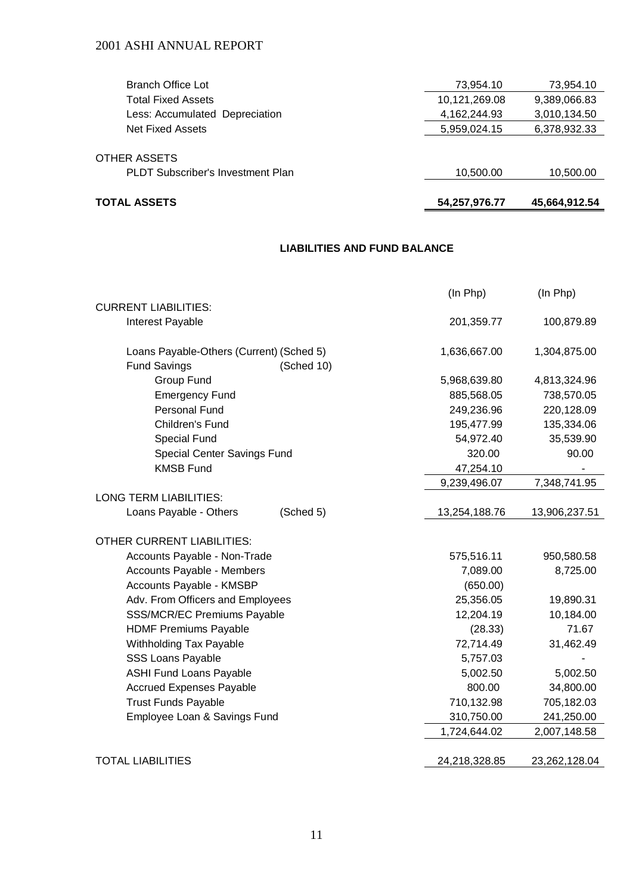| | | |
|---|---|---|
| Branch Office Lot | 73,954.10 | 73,954.10 |
| Total Fixed Assets | 10,121,269.08 | 9,389,066.83 |
| Less: Accumulated Depreciation | 4,162,244.93 | 3,010,134.50 |
| Net Fixed Assets | 5,959,024.15 | 6,378,932.33 |
| | | |
| OTHER ASSETS | | |
| PLDT Subscriber's Investment Plan | 10,500.00 | 10,500.00 |
| | | |
| **TOTAL ASSETS** | **54,257,976.77** | **45,664,912.54** |

## LIABILITIES AND FUND BALANCE

| | | (In Php) | (In Php) |
|---|---|---|---|
| CURRENT LIABILITIES: | | | |
| Interest Payable | | 201,359.77 | 100,879.89 |
| | | | |
| Loans Payable-Others (Current) (Sched 5) | | 1,636,667.00 | 1,304,875.00 |
| Fund Savings | (Sched 10) | | |
| Group Fund | | 5,968,639.80 | 4,813,324.96 |
| Emergency Fund | | 885,568.05 | 738,570.05 |
| Personal Fund | | 249,236.96 | 220,128.09 |
| Children's Fund | | 195,477.99 | 135,334.06 |
| Special Fund | | 54,972.40 | 35,539.90 |
| Special Center Savings Fund | | 320.00 | 90.00 |
| KMSB Fund | | 47,254.10 | - |
| | | 9,239,496.07 | 7,348,741.95 |
| LONG TERM LIABILITIES: | | | |
| Loans Payable - Others | (Sched 5) | 13,254,188.76 | 13,906,237.51 |
| | | | |
| OTHER CURRENT LIABILITIES: | | | |
| Accounts Payable - Non-Trade | | 575,516.11 | 950,580.58 |
| Accounts Payable - Members | | 7,089.00 | 8,725.00 |
| Accounts Payable - KMSBP | | (650.00) | |
| Adv. From Officers and Employees | | 25,356.05 | 19,890.31 |
| SSS/MCR/EC Premiums Payable | | 12,204.19 | 10,184.00 |
| HDMF Premiums Payable | | (28.33) | 71.67 |
| Withholding Tax Payable | | 72,714.49 | 31,462.49 |
| SSS Loans Payable | | 5,757.03 | - |
| ASHI Fund Loans Payable | | 5,002.50 | 5,002.50 |
| Accrued Expenses Payable | | 800.00 | 34,800.00 |
| Trust Funds Payable | | 710,132.98 | 705,182.03 |
| Employee Loan & Savings Fund | | 310,750.00 | 241,250.00 |
| | | 1,724,644.02 | 2,007,148.58 |
| | | | |
| TOTAL LIABILITIES | | 24,218,328.85 | 23,262,128.04 |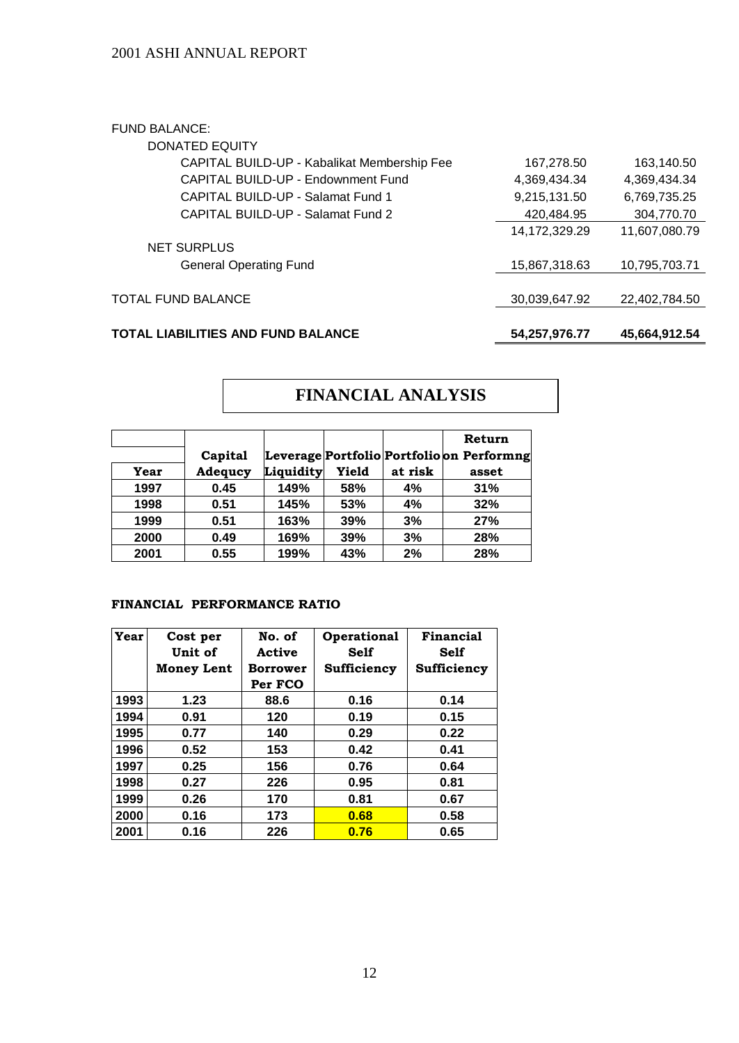| | | |
|---|---|---|
| FUND BALANCE: | | |
| DONATED EQUITY | | |
| CAPITAL BUILD-UP - Kabalikat Membership Fee | 167,278.50 | 163,140.50 |
| CAPITAL BUILD-UP - Endownment Fund | 4,369,434.34 | 4,369,434.34 |
| CAPITAL BUILD-UP - Salamat Fund 1 | 9,215,131.50 | 6,769,735.25 |
| CAPITAL BUILD-UP - Salamat Fund 2 | 420,484.95 | 304,770.70 |
| | 14,172,329.29 | 11,607,080.79 |
| NET SURPLUS | | |
| General Operating Fund | 15,867,318.63 | 10,795,703.71 |
| TOTAL FUND BALANCE | 30,039,647.92 | 22,402,784.50 |
| **TOTAL LIABILITIES AND FUND BALANCE** | **54,257,976.77** | **45,664,912.54** |

## FINANCIAL ANALYSIS

| Year | Capital Adequcy | Leverage Liquidity | Portfolio Yield | Portfolio at risk | Return on Performng asset |
|---|---|---|---|---|---|
| 1997 | 0.45 | 149% | 58% | 4% | 31% |
| 1998 | 0.51 | 145% | 53% | 4% | 32% |
| 1999 | 0.51 | 163% | 39% | 3% | 27% |
| 2000 | 0.49 | 169% | 39% | 3% | 28% |
| 2001 | 0.55 | 199% | 43% | 2% | 28% |

### FINANCIAL PERFORMANCE RATIO

| Year | Cost per Unit of Money Lent | No. of Active Borrower Per FCO | Operational Self Sufficiency | Financial Self Sufficiency |
|---|---|---|---|---|
| 1993 | 1.23 | 88.6 | 0.16 | 0.14 |
| 1994 | 0.91 | 120 | 0.19 | 0.15 |
| 1995 | 0.77 | 140 | 0.29 | 0.22 |
| 1996 | 0.52 | 153 | 0.42 | 0.41 |
| 1997 | 0.25 | 156 | 0.76 | 0.64 |
| 1998 | 0.27 | 226 | 0.95 | 0.81 |
| 1999 | 0.26 | 170 | 0.81 | 0.67 |
| 2000 | 0.16 | 173 | 0.68 | 0.58 |
| 2001 | 0.16 | 226 | 0.76 | 0.65 |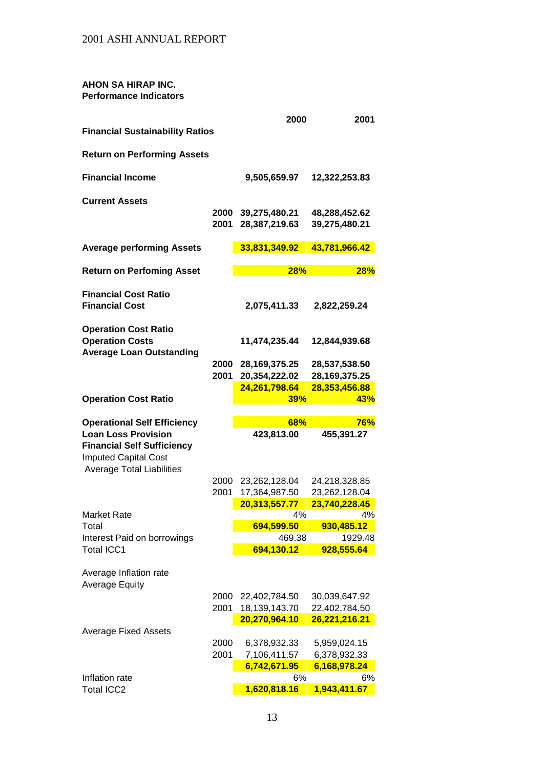**AHON SA HIRAP INC.**
**Performance Indicators**

| | | 2000 | 2001 |
|---|---|---|---|
| **Financial Sustainability Ratios** | | | |
| **Return on Performing Assets** | | | |
| **Financial Income** | | 9,505,659.97 | 12,322,253.83 |
| **Current Assets** | | | |
| | 2000 | 39,275,480.21 | 48,288,452.62 |
| | 2001 | 28,387,219.63 | 39,275,480.21 |
| **Average performing Assets** | | 33,831,349.92 | 43,781,966.42 |
| **Return on Perfoming Asset** | | 28% | 28% |
| **Financial Cost Ratio** | | | |
| **Financial Cost** | | 2,075,411.33 | 2,822,259.24 |
| **Operation Cost Ratio** | | | |
| **Operation Costs** | | 11,474,235.44 | 12,844,939.68 |
| **Average Loan Outstanding** | | | |
| | 2000 | 28,169,375.25 | 28,537,538.50 |
| | 2001 | 20,354,222.02 | 28,169,375.25 |
| | | 24,261,798.64 | 28,353,456.88 |
| **Operation Cost Ratio** | | 39% | 43% |
| **Operational Self Efficiency** | | 68% | 76% |
| **Loan Loss Provision** | | 423,813.00 | 455,391.27 |
| **Financial Self Sufficiency** | | | |
| Imputed Capital Cost | | | |
| Average Total Liabilities | | | |
| | 2000 | 23,262,128.04 | 24,218,328.85 |
| | 2001 | 17,364,987.50 | 23,262,128.04 |
| | | 20,313,557.77 | 23,740,228.45 |
| Market Rate | | 4% | 4% |
| Total | | 694,599.50 | 930,485.12 |
| Interest Paid on borrowings | | 469.38 | 1929.48 |
| Total ICC1 | | 694,130.12 | 928,555.64 |
| Average Inflation rate | | | |
| Average Equity | | | |
| | 2000 | 22,402,784.50 | 30,039,647.92 |
| | 2001 | 18,139,143.70 | 22,402,784.50 |
| | | 20,270,964.10 | 26,221,216.21 |
| Average Fixed Assets | | | |
| | 2000 | 6,378,932.33 | 5,959,024.15 |
| | 2001 | 7,106,411.57 | 6,378,932.33 |
| | | 6,742,671.95 | 6,168,978.24 |
| Inflation rate | | 6% | 6% |
| Total ICC2 | | 1,620,818.16 | 1,943,411.67 |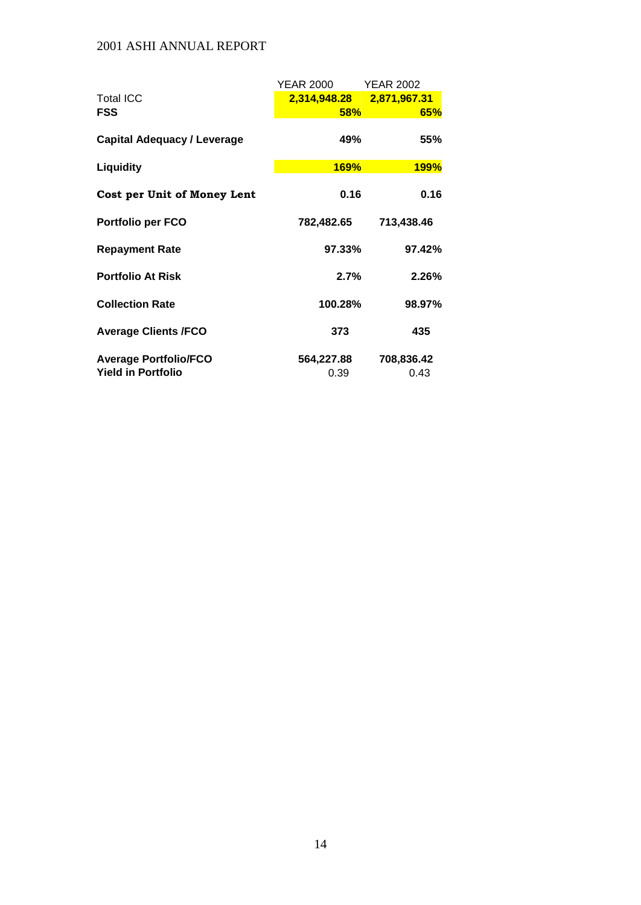| | YEAR 2000 | YEAR 2002 |
|---|---|---|
| Total ICC | **2,314,948.28** | **2,871,967.31** |
| **FSS** | **58%** | **65%** |
| **Capital Adequacy / Leverage** | **49%** | **55%** |
| **Liquidity** | **169%** | **199%** |
| **Cost per Unit of Money Lent** | **0.16** | **0.16** |
| **Portfolio per FCO** | **782,482.65** | **713,438.46** |
| **Repayment Rate** | **97.33%** | **97.42%** |
| **Portfolio At Risk** | **2.7%** | **2.26%** |
| **Collection Rate** | **100.28%** | **98.97%** |
| **Average Clients /FCO** | **373** | **435** |
| **Average Portfolio/FCO** | **564,227.88** | **708,836.42** |
| **Yield in Portfolio** | 0.39 | 0.43 |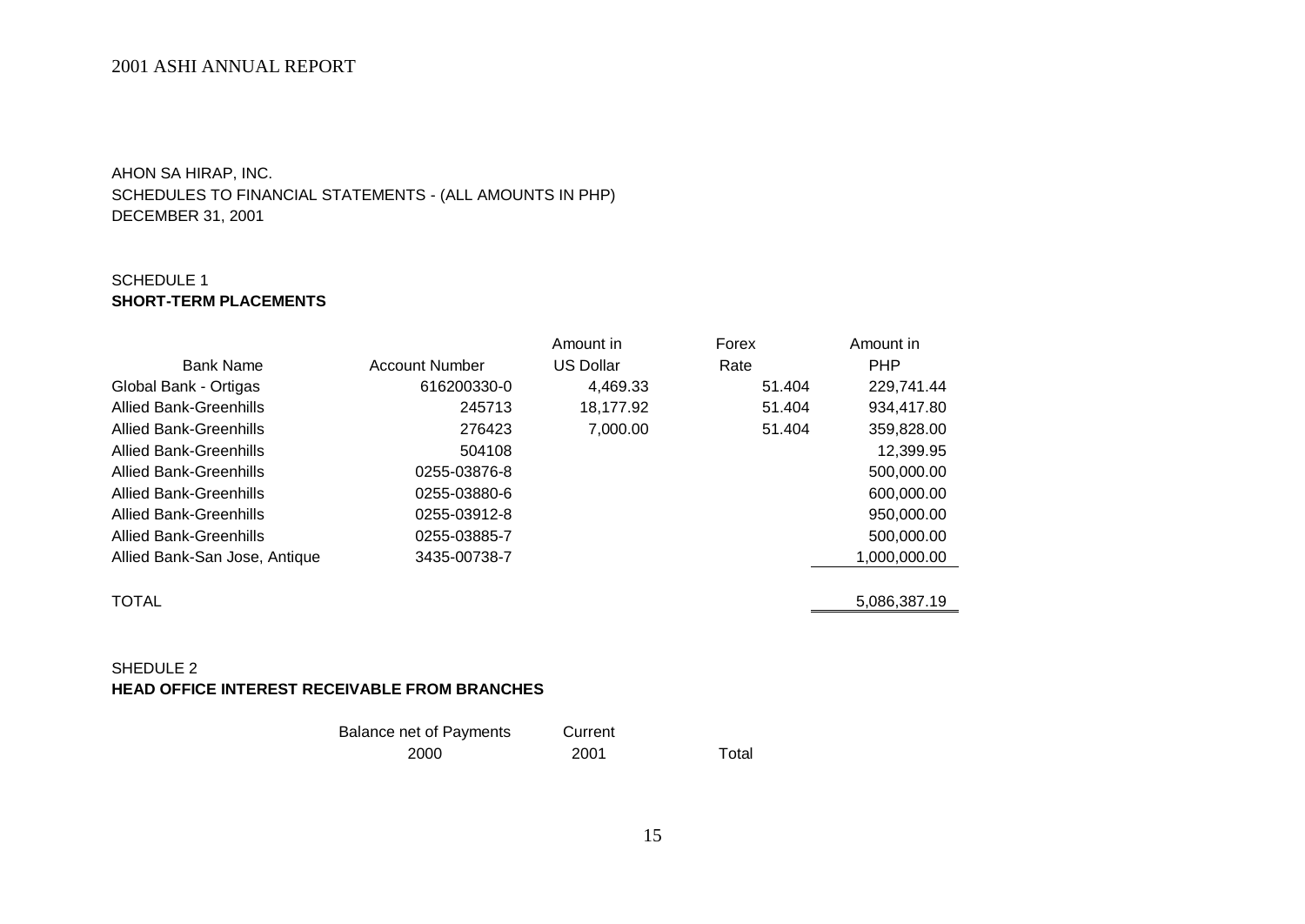AHON SA HIRAP, INC.
SCHEDULES TO FINANCIAL STATEMENTS - (ALL AMOUNTS IN PHP)
DECEMBER 31, 2001

SCHEDULE 1
**SHORT-TERM PLACEMENTS**

| Bank Name | Account Number | Amount in US Dollar | Forex Rate | Amount in PHP |
|---|---|---|---|---|
| Global Bank - Ortigas | 616200330-0 | 4,469.33 | 51.404 | 229,741.44 |
| Allied Bank-Greenhills | 245713 | 18,177.92 | 51.404 | 934,417.80 |
| Allied Bank-Greenhills | 276423 | 7,000.00 | 51.404 | 359,828.00 |
| Allied Bank-Greenhills | 504108 | | | 12,399.95 |
| Allied Bank-Greenhills | 0255-03876-8 | | | 500,000.00 |
| Allied Bank-Greenhills | 0255-03880-6 | | | 600,000.00 |
| Allied Bank-Greenhills | 0255-03912-8 | | | 950,000.00 |
| Allied Bank-Greenhills | 0255-03885-7 | | | 500,000.00 |
| Allied Bank-San Jose, Antique | 3435-00738-7 | | | 1,000,000.00 |
| TOTAL | | | | 5,086,387.19 |

SHEDULE 2
**HEAD OFFICE INTEREST RECEIVABLE FROM BRANCHES**

| | Balance net of Payments 2000 | Current 2001 | Total |
|---|---|---|---|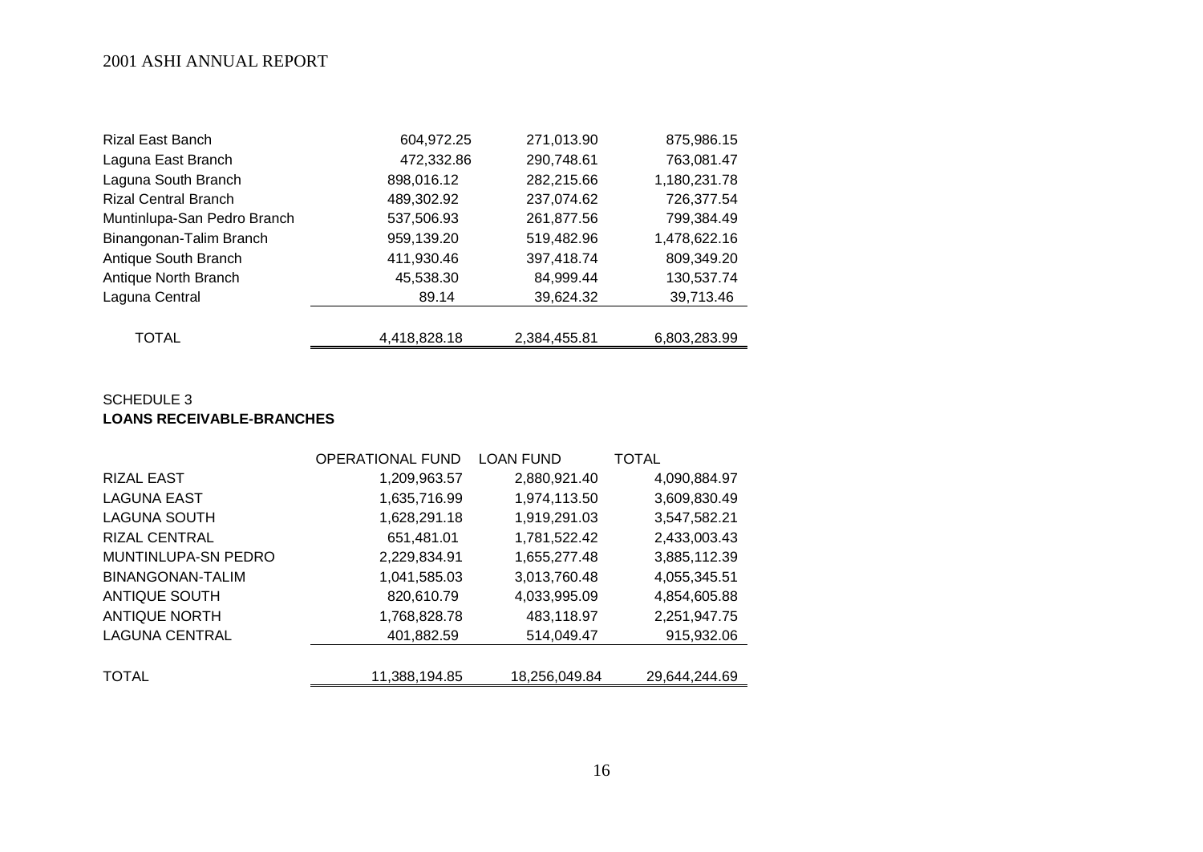| | | | |
|---|---|---|---|
| Rizal East Banch | 604,972.25 | 271,013.90 | 875,986.15 |
| Laguna East Branch | 472,332.86 | 290,748.61 | 763,081.47 |
| Laguna South Branch | 898,016.12 | 282,215.66 | 1,180,231.78 |
| Rizal Central Branch | 489,302.92 | 237,074.62 | 726,377.54 |
| Muntinlupa-San Pedro Branch | 537,506.93 | 261,877.56 | 799,384.49 |
| Binangonan-Talim Branch | 959,139.20 | 519,482.96 | 1,478,622.16 |
| Antique South Branch | 411,930.46 | 397,418.74 | 809,349.20 |
| Antique North Branch | 45,538.30 | 84,999.44 | 130,537.74 |
| Laguna Central | 89.14 | 39,624.32 | 39,713.46 |
| TOTAL | 4,418,828.18 | 2,384,455.81 | 6,803,283.99 |

SCHEDULE 3

**LOANS RECEIVABLE-BRANCHES**

| | OPERATIONAL FUND | LOAN FUND | TOTAL |
|---|---|---|---|
| RIZAL EAST | 1,209,963.57 | 2,880,921.40 | 4,090,884.97 |
| LAGUNA EAST | 1,635,716.99 | 1,974,113.50 | 3,609,830.49 |
| LAGUNA SOUTH | 1,628,291.18 | 1,919,291.03 | 3,547,582.21 |
| RIZAL CENTRAL | 651,481.01 | 1,781,522.42 | 2,433,003.43 |
| MUNTINLUPA-SN PEDRO | 2,229,834.91 | 1,655,277.48 | 3,885,112.39 |
| BINANGONAN-TALIM | 1,041,585.03 | 3,013,760.48 | 4,055,345.51 |
| ANTIQUE SOUTH | 820,610.79 | 4,033,995.09 | 4,854,605.88 |
| ANTIQUE NORTH | 1,768,828.78 | 483,118.97 | 2,251,947.75 |
| LAGUNA CENTRAL | 401,882.59 | 514,049.47 | 915,932.06 |
| TOTAL | 11,388,194.85 | 18,256,049.84 | 29,644,244.69 |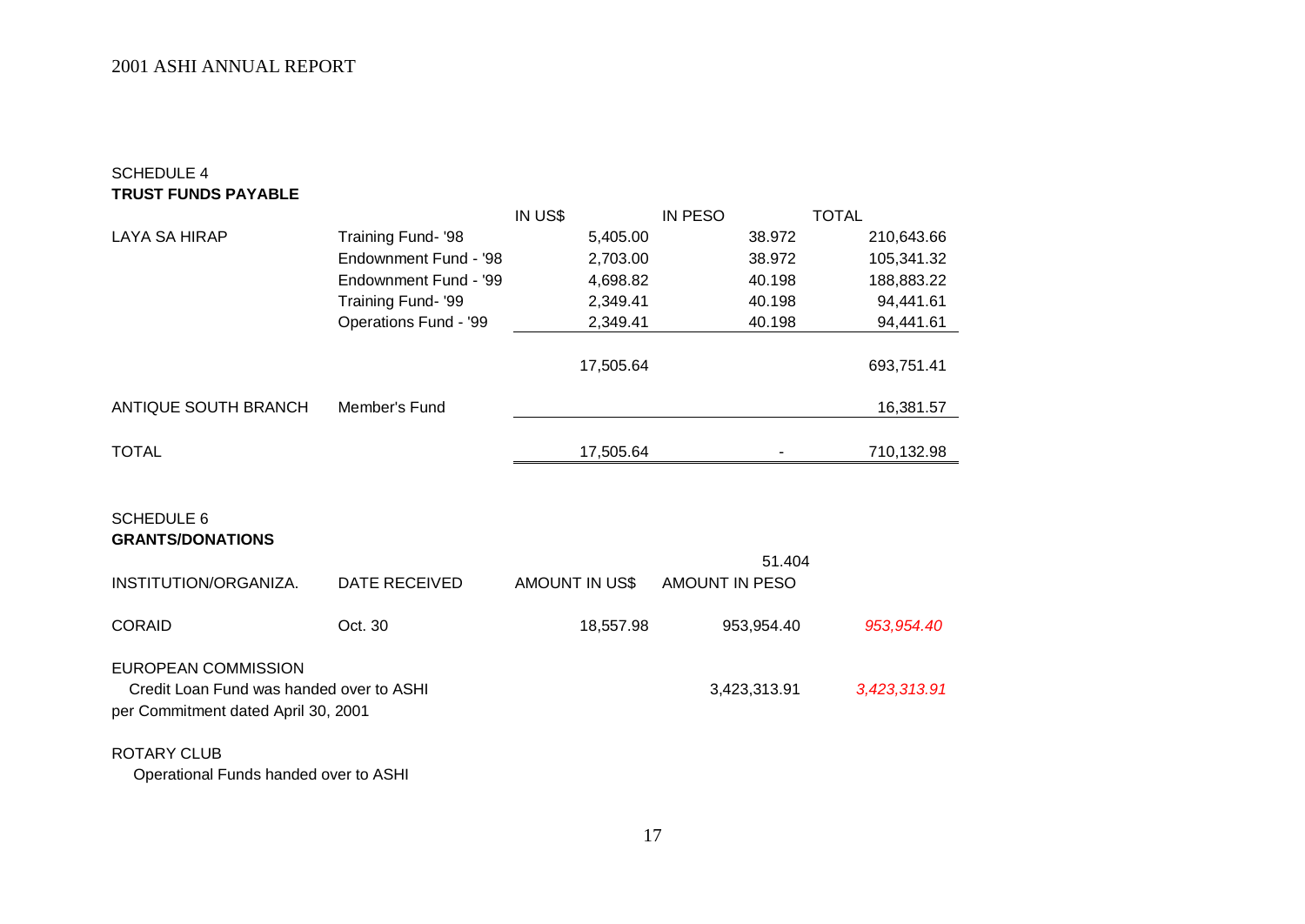2001 ASHI ANNUAL REPORT

SCHEDULE 4
**TRUST FUNDS PAYABLE**

| | | IN US$ | IN PESO | TOTAL |
|---|---|---|---|---|
| LAYA SA HIRAP | Training Fund- '98 | 5,405.00 | 38.972 | 210,643.66 |
| | Endownment Fund - '98 | 2,703.00 | 38.972 | 105,341.32 |
| | Endownment Fund - '99 | 4,698.82 | 40.198 | 188,883.22 |
| | Training Fund- '99 | 2,349.41 | 40.198 | 94,441.61 |
| | Operations Fund - '99 | 2,349.41 | 40.198 | 94,441.61 |
| | | 17,505.64 | | 693,751.41 |
| ANTIQUE SOUTH BRANCH | Member's Fund | | | 16,381.57 |
| TOTAL | | 17,505.64 | - | 710,132.98 |

SCHEDULE 6
**GRANTS/DONATIONS**

| INSTITUTION/ORGANIZA. | DATE RECEIVED | AMOUNT IN US$ | 51.404<br>AMOUNT IN PESO | |
|---|---|---|---|---|
| CORAID | Oct. 30 | 18,557.98 | 953,954.40 | *953,954.40* |
| EUROPEAN COMMISSION<br>Credit Loan Fund was handed over to ASHI per Commitment dated April 30, 2001 | | | 3,423,313.91 | *3,423,313.91* |
| ROTARY CLUB<br>Operational Funds handed over to ASHI | | | | |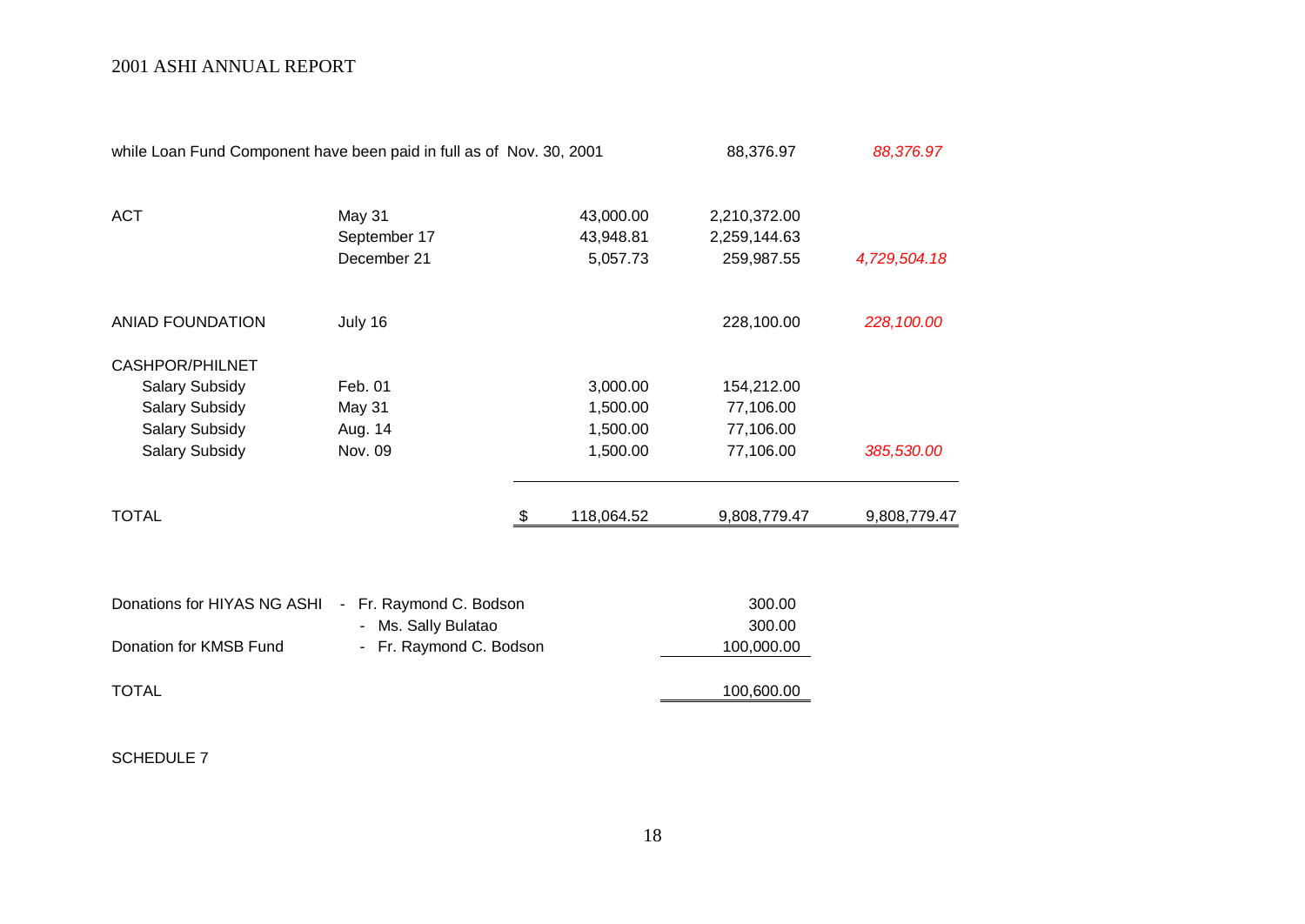| | | | | |
|---|---|---|---|---|
| while Loan Fund Component have been paid in full as of Nov. 30, 2001 | | | 88,376.97 | *88,376.97* |
| ACT | May 31 | 43,000.00 | 2,210,372.00 | |
| | September 17 | 43,948.81 | 2,259,144.63 | |
| | December 21 | 5,057.73 | 259,987.55 | *4,729,504.18* |
| ANIAD FOUNDATION | July 16 | | 228,100.00 | *228,100.00* |
| CASHPOR/PHILNET | | | | |
| Salary Subsidy | Feb. 01 | 3,000.00 | 154,212.00 | |
| Salary Subsidy | May 31 | 1,500.00 | 77,106.00 | |
| Salary Subsidy | Aug. 14 | 1,500.00 | 77,106.00 | |
| Salary Subsidy | Nov. 09 | 1,500.00 | 77,106.00 | *385,530.00* |
| TOTAL | | $ 118,064.52 | 9,808,779.47 | 9,808,779.47 |

| | | |
|---|---|---|
| Donations for HIYAS NG ASHI | - Fr. Raymond C. Bodson | 300.00 |
| | - Ms. Sally Bulatao | 300.00 |
| Donation for KMSB Fund | - Fr. Raymond C. Bodson | 100,000.00 |
| TOTAL | | 100,600.00 |

SCHEDULE 7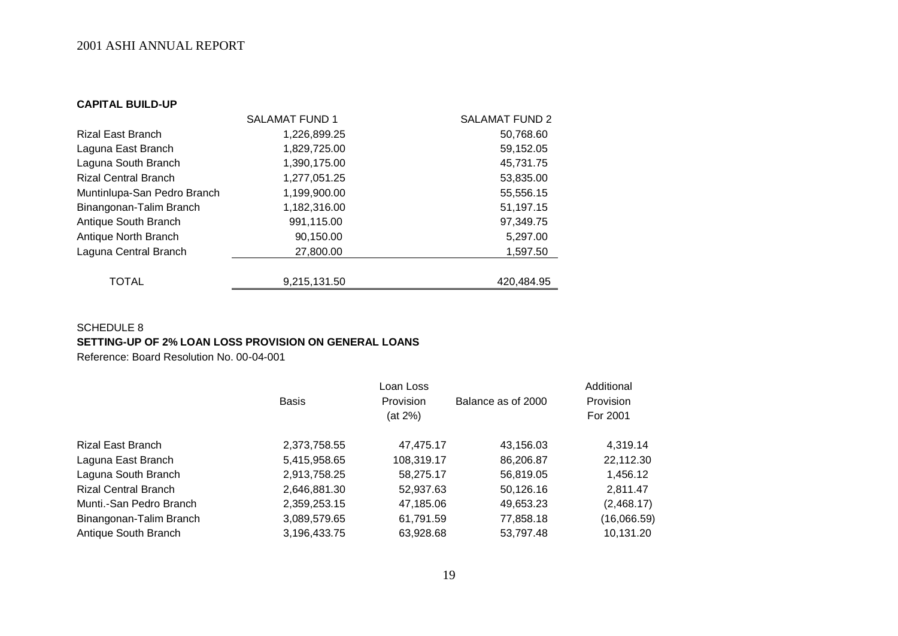**CAPITAL BUILD-UP**

| | SALAMAT FUND 1 | SALAMAT FUND 2 |
|---|---|---|
| Rizal East Branch | 1,226,899.25 | 50,768.60 |
| Laguna East Branch | 1,829,725.00 | 59,152.05 |
| Laguna South Branch | 1,390,175.00 | 45,731.75 |
| Rizal Central Branch | 1,277,051.25 | 53,835.00 |
| Muntinlupa-San Pedro Branch | 1,199,900.00 | 55,556.15 |
| Binangonan-Talim Branch | 1,182,316.00 | 51,197.15 |
| Antique South Branch | 991,115.00 | 97,349.75 |
| Antique North Branch | 90,150.00 | 5,297.00 |
| Laguna Central Branch | 27,800.00 | 1,597.50 |
| TOTAL | 9,215,131.50 | 420,484.95 |

SCHEDULE 8

**SETTING-UP OF 2% LOAN LOSS PROVISION ON GENERAL LOANS**

Reference: Board Resolution No. 00-04-001

| | Basis | Loan Loss Provision (at 2%) | Balance as of 2000 | Additional Provision For 2001 |
|---|---|---|---|---|
| Rizal East Branch | 2,373,758.55 | 47,475.17 | 43,156.03 | 4,319.14 |
| Laguna East Branch | 5,415,958.65 | 108,319.17 | 86,206.87 | 22,112.30 |
| Laguna South Branch | 2,913,758.25 | 58,275.17 | 56,819.05 | 1,456.12 |
| Rizal Central Branch | 2,646,881.30 | 52,937.63 | 50,126.16 | 2,811.47 |
| Munti.-San Pedro Branch | 2,359,253.15 | 47,185.06 | 49,653.23 | (2,468.17) |
| Binangonan-Talim Branch | 3,089,579.65 | 61,791.59 | 77,858.18 | (16,066.59) |
| Antique South Branch | 3,196,433.75 | 63,928.68 | 53,797.48 | 10,131.20 |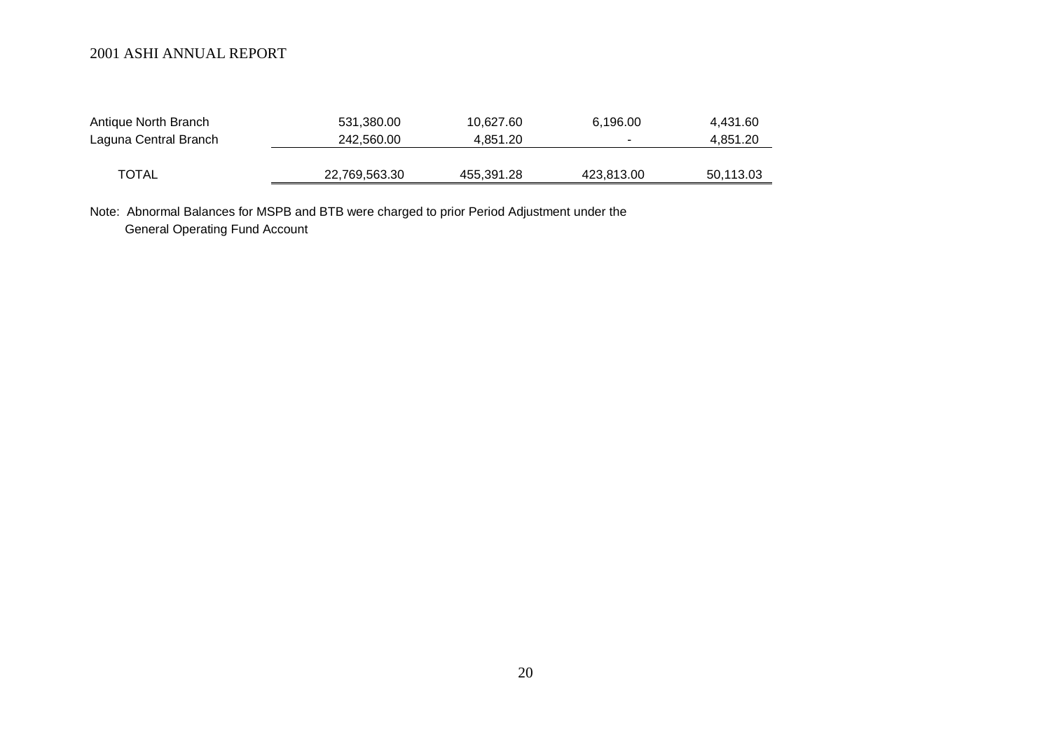| | | | | |
|---|---|---|---|---|
| Antique North Branch | 531,380.00 | 10,627.60 | 6,196.00 | 4,431.60 |
| Laguna Central Branch | 242,560.00 | 4,851.20 | - | 4,851.20 |
| TOTAL | 22,769,563.30 | 455,391.28 | 423,813.00 | 50,113.03 |

Note: Abnormal Balances for MSPB and BTB were charged to prior Period Adjustment under the General Operating Fund Account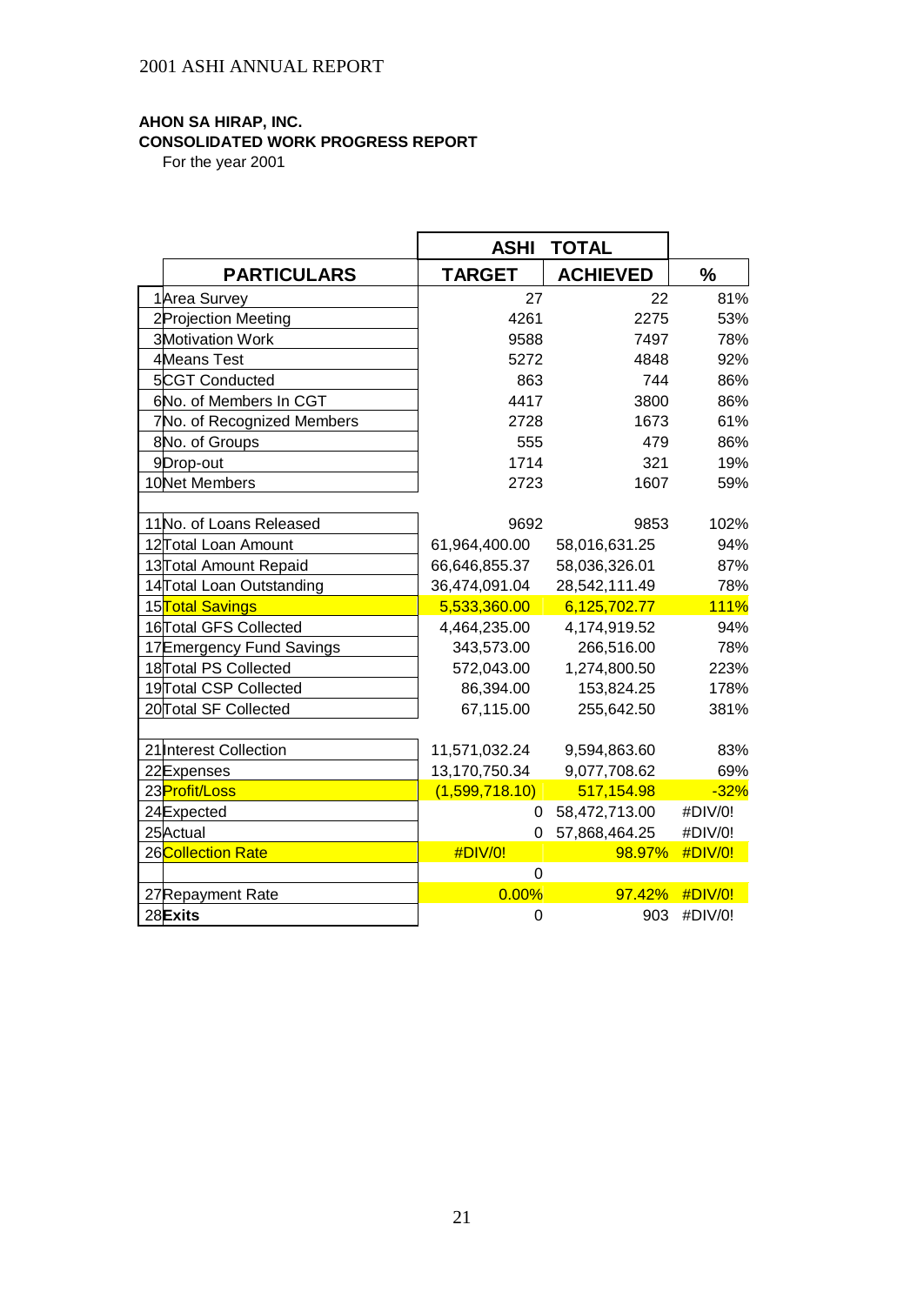2001 ASHI ANNUAL REPORT

**AHON SA HIRAP, INC.**
**CONSOLIDATED WORK PROGRESS REPORT**
For the year 2001

| | | ASHI | TOTAL | |
|---|---|---|---|---|
| | **PARTICULARS** | **TARGET** | **ACHIEVED** | **%** |
| 1 | Area Survey | 27 | 22 | 81% |
| 2 | Projection Meeting | 4261 | 2275 | 53% |
| 3 | Motivation Work | 9588 | 7497 | 78% |
| 4 | Means Test | 5272 | 4848 | 92% |
| 5 | CGT Conducted | 863 | 744 | 86% |
| 6 | No. of Members In CGT | 4417 | 3800 | 86% |
| 7 | No. of Recognized Members | 2728 | 1673 | 61% |
| 8 | No. of Groups | 555 | 479 | 86% |
| 9 | Drop-out | 1714 | 321 | 19% |
| 10 | Net Members | 2723 | 1607 | 59% |
| | | | | |
| 11 | No. of Loans Released | 9692 | 9853 | 102% |
| 12 | Total Loan Amount | 61,964,400.00 | 58,016,631.25 | 94% |
| 13 | Total Amount Repaid | 66,646,855.37 | 58,036,326.01 | 87% |
| 14 | Total Loan Outstanding | 36,474,091.04 | 28,542,111.49 | 78% |
| 15 | Total Savings | 5,533,360.00 | 6,125,702.77 | 111% |
| 16 | Total GFS Collected | 4,464,235.00 | 4,174,919.52 | 94% |
| 17 | Emergency Fund Savings | 343,573.00 | 266,516.00 | 78% |
| 18 | Total PS Collected | 572,043.00 | 1,274,800.50 | 223% |
| 19 | Total CSP Collected | 86,394.00 | 153,824.25 | 178% |
| 20 | Total SF Collected | 67,115.00 | 255,642.50 | 381% |
| | | | | |
| 21 | Interest Collection | 11,571,032.24 | 9,594,863.60 | 83% |
| 22 | Expenses | 13,170,750.34 | 9,077,708.62 | 69% |
| 23 | Profit/Loss | (1,599,718.10) | 517,154.98 | -32% |
| 24 | Expected | 0 | 58,472,713.00 | #DIV/0! |
| 25 | Actual | 0 | 57,868,464.25 | #DIV/0! |
| 26 | Collection Rate | #DIV/0! | 98.97% | #DIV/0! |
| | | 0 | | |
| 27 | Repayment Rate | 0.00% | 97.42% | #DIV/0! |
| 28 | **Exits** | 0 | 903 | #DIV/0! |